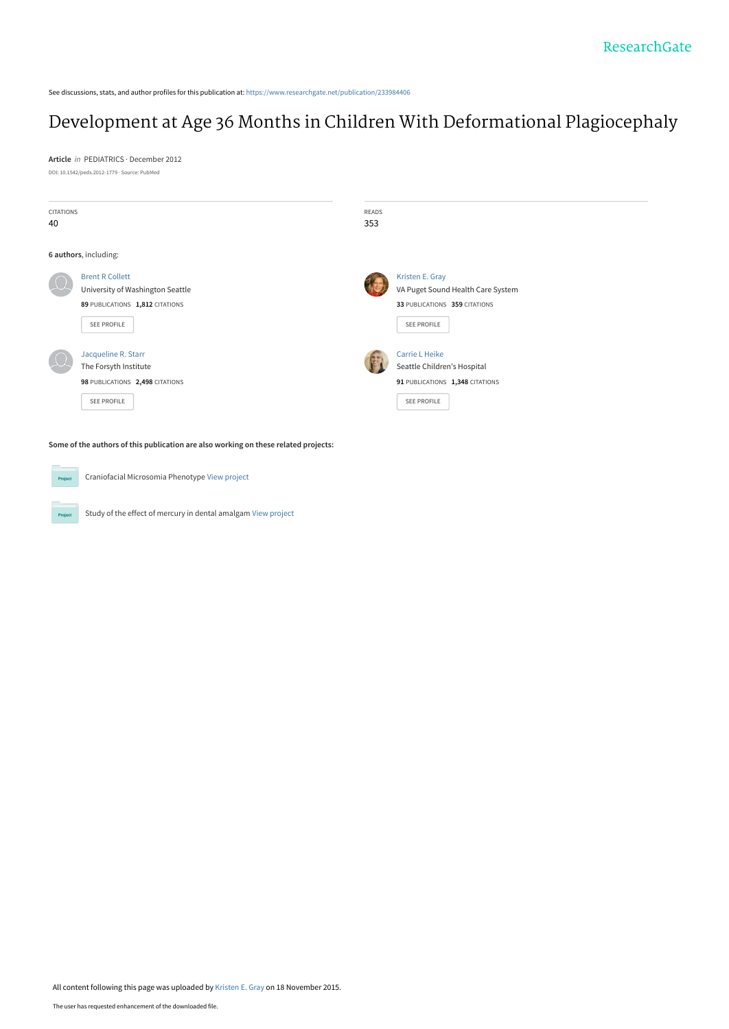See discussions, stats, and author profiles for this publication at: https://www.researchgate.net/publication/233984406

# Development at Age 36 Months in Children With Deformational Plagiocephaly

**Article** *in* PEDIATRICS · December 2012

DOI: 10.1542/peds.2012-1779 · Source: PubMed

CITATIONS
40

READS
353

**6 authors**, including:

Brent R Collett
University of Washington Seattle
**89** PUBLICATIONS **1,812** CITATIONS
SEE PROFILE

Kristen E. Gray
VA Puget Sound Health Care System
**33** PUBLICATIONS **359** CITATIONS
SEE PROFILE

Jacqueline R. Starr
The Forsyth Institute
**98** PUBLICATIONS **2,498** CITATIONS
SEE PROFILE

Carrie L Heike
Seattle Children's Hospital
**91** PUBLICATIONS **1,348** CITATIONS
SEE PROFILE

**Some of the authors of this publication are also working on these related projects:**

Craniofacial Microsomia Phenotype View project

Study of the effect of mercury in dental amalgam View project

All content following this page was uploaded by Kristen E. Gray on 18 November 2015.

The user has requested enhancement of the downloaded file.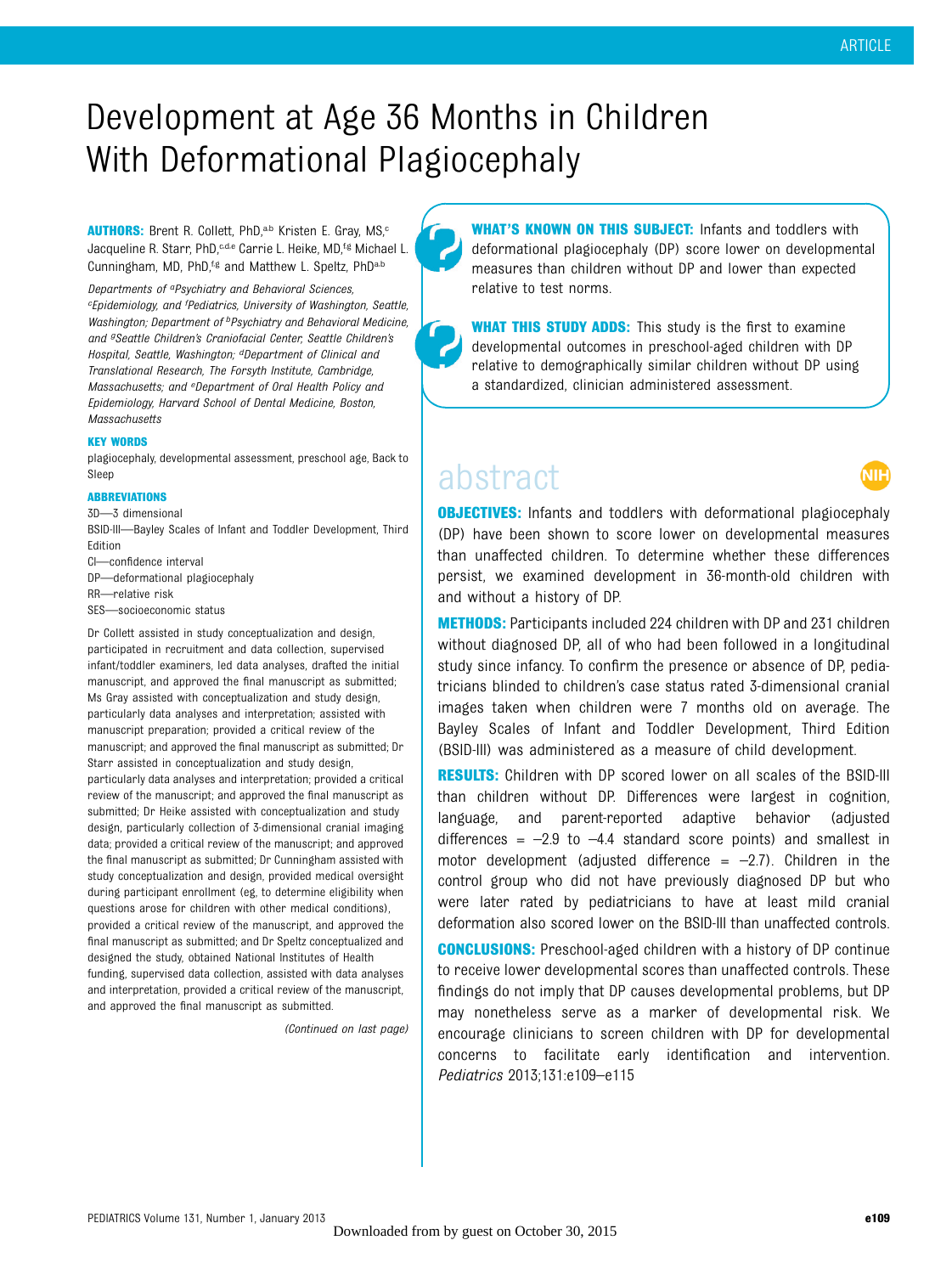# Development at Age 36 Months in Children With Deformational Plagiocephaly

**AUTHORS:** Brent R. Collett, PhD,[a,b] Kristen E. Gray, MS,[c] Jacqueline R. Starr, PhD,[c,d,e] Carrie L. Heike, MD,[f,g] Michael L. Cunningham, MD, PhD,[f,g] and Matthew L. Speltz, PhD[a,b]

*Departments of [a]Psychiatry and Behavioral Sciences, [c]Epidemiology, and [f]Pediatrics, University of Washington, Seattle, Washington; Department of [b]Psychiatry and Behavioral Medicine, and [g]Seattle Children's Craniofacial Center, Seattle Children's Hospital, Seattle, Washington; [d]Department of Clinical and Translational Research, The Forsyth Institute, Cambridge, Massachusetts; and [e]Department of Oral Health Policy and Epidemiology, Harvard School of Dental Medicine, Boston, Massachusetts*

**KEY WORDS**

plagiocephaly, developmental assessment, preschool age, Back to Sleep

**ABBREVIATIONS**

3D—3 dimensional
BSID-III—Bayley Scales of Infant and Toddler Development, Third Edition
CI—confidence interval
DP—deformational plagiocephaly
RR—relative risk
SES—socioeconomic status

Dr Collett assisted in study conceptualization and design, participated in recruitment and data collection, supervised infant/toddler examiners, led data analyses, drafted the initial manuscript, and approved the final manuscript as submitted; Ms Gray assisted with conceptualization and study design, particularly data analyses and interpretation; assisted with manuscript preparation; provided a critical review of the manuscript; and approved the final manuscript as submitted; Dr Starr assisted in conceptualization and study design, particularly data analyses and interpretation; provided a critical review of the manuscript; and approved the final manuscript as submitted; Dr Heike assisted with conceptualization and study design, particularly collection of 3-dimensional cranial imaging data; provided a critical review of the manuscript; and approved the final manuscript as submitted; Dr Cunningham assisted with study conceptualization and design, provided medical oversight during participant enrollment (eg, to determine eligibility when questions arose for children with other medical conditions), provided a critical review of the manuscript, and approved the final manuscript as submitted; and Dr Speltz conceptualized and designed the study, obtained National Institutes of Health funding, supervised data collection, assisted with data analyses and interpretation, provided a critical review of the manuscript, and approved the final manuscript as submitted.

*(Continued on last page)*

**WHAT'S KNOWN ON THIS SUBJECT:** Infants and toddlers with deformational plagiocephaly (DP) score lower on developmental measures than children without DP and lower than expected relative to test norms.

**WHAT THIS STUDY ADDS:** This study is the first to examine developmental outcomes in preschool-aged children with DP relative to demographically similar children without DP using a standardized, clinician administered assessment.

## abstract

**OBJECTIVES:** Infants and toddlers with deformational plagiocephaly (DP) have been shown to score lower on developmental measures than unaffected children. To determine whether these differences persist, we examined development in 36-month-old children with and without a history of DP.

**METHODS:** Participants included 224 children with DP and 231 children without diagnosed DP, all of who had been followed in a longitudinal study since infancy. To confirm the presence or absence of DP, pediatricians blinded to children's case status rated 3-dimensional cranial images taken when children were 7 months old on average. The Bayley Scales of Infant and Toddler Development, Third Edition (BSID-III) was administered as a measure of child development.

**RESULTS:** Children with DP scored lower on all scales of the BSID-III than children without DP. Differences were largest in cognition, language, and parent-reported adaptive behavior (adjusted differences = –2.9 to –4.4 standard score points) and smallest in motor development (adjusted difference = –2.7). Children in the control group who did not have previously diagnosed DP but who were later rated by pediatricians to have at least mild cranial deformation also scored lower on the BSID-III than unaffected controls.

**CONCLUSIONS:** Preschool-aged children with a history of DP continue to receive lower developmental scores than unaffected controls. These findings do not imply that DP causes developmental problems, but DP may nonetheless serve as a marker of developmental risk. We encourage clinicians to screen children with DP for developmental concerns to facilitate early identification and intervention. *Pediatrics* 2013;131:e109–e115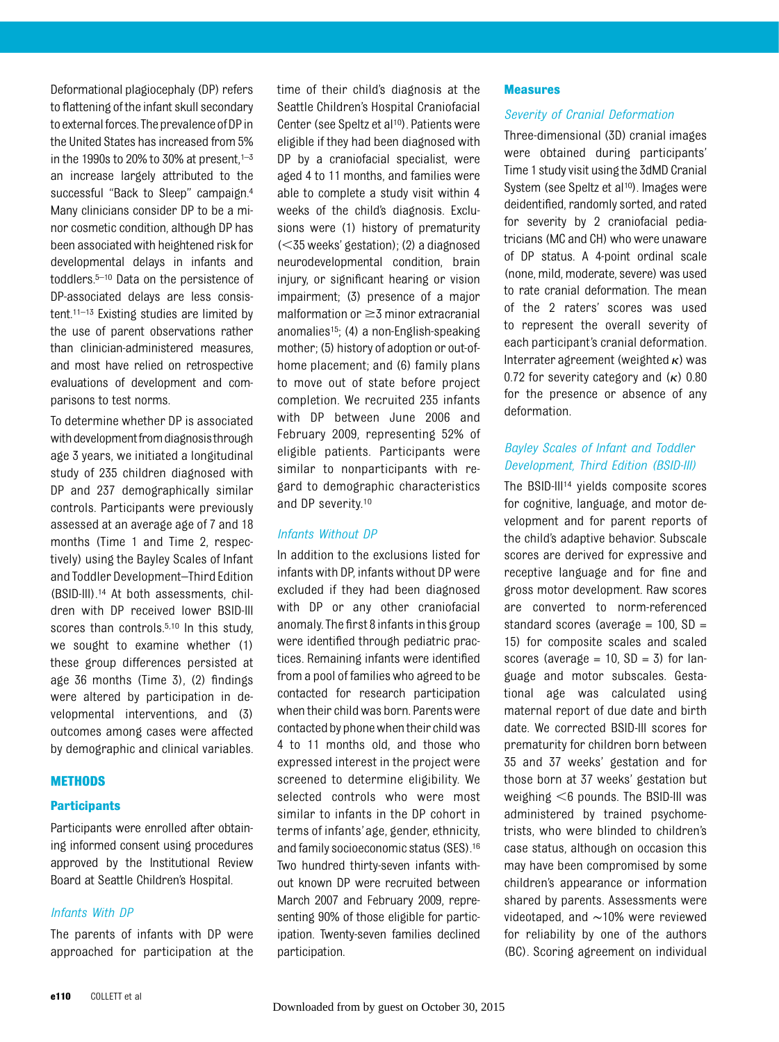Deformational plagiocephaly (DP) refers to flattening of the infant skull secondary to external forces. The prevalence of DP in the United States has increased from 5% in the 1990s to 20% to 30% at present,[1–3] an increase largely attributed to the successful "Back to Sleep" campaign.[4] Many clinicians consider DP to be a minor cosmetic condition, although DP has been associated with heightened risk for developmental delays in infants and toddlers.[5–10] Data on the persistence of DP-associated delays are less consistent.[11–13] Existing studies are limited by the use of parent observations rather than clinician-administered measures, and most have relied on retrospective evaluations of development and comparisons to test norms.

To determine whether DP is associated with development from diagnosis through age 3 years, we initiated a longitudinal study of 235 children diagnosed with DP and 237 demographically similar controls. Participants were previously assessed at an average age of 7 and 18 months (Time 1 and Time 2, respectively) using the Bayley Scales of Infant and Toddler Development–Third Edition (BSID-III).[14] At both assessments, children with DP received lower BSID-III scores than controls.[5,10] In this study, we sought to examine whether (1) these group differences persisted at age 36 months (Time 3), (2) findings were altered by participation in developmental interventions, and (3) outcomes among cases were affected by demographic and clinical variables.

## METHODS

### Participants

Participants were enrolled after obtaining informed consent using procedures approved by the Institutional Review Board at Seattle Children's Hospital.

#### *Infants With DP*

The parents of infants with DP were approached for participation at the time of their child's diagnosis at the Seattle Children's Hospital Craniofacial Center (see Speltz et al[10]). Patients were eligible if they had been diagnosed with DP by a craniofacial specialist, were aged 4 to 11 months, and families were able to complete a study visit within 4 weeks of the child's diagnosis. Exclusions were (1) history of prematurity (<35 weeks' gestation); (2) a diagnosed neurodevelopmental condition, brain injury, or significant hearing or vision impairment; (3) presence of a major malformation or ≥3 minor extracranial anomalies[15]; (4) a non-English-speaking mother; (5) history of adoption or out-of-home placement; and (6) family plans to move out of state before project completion. We recruited 235 infants with DP between June 2006 and February 2009, representing 52% of eligible patients. Participants were similar to nonparticipants with regard to demographic characteristics and DP severity.[10]

#### *Infants Without DP*

In addition to the exclusions listed for infants with DP, infants without DP were excluded if they had been diagnosed with DP or any other craniofacial anomaly. The first 8 infants in this group were identified through pediatric practices. Remaining infants were identified from a pool of families who agreed to be contacted for research participation when their child was born. Parents were contacted by phone when their child was 4 to 11 months old, and those who expressed interest in the project were screened to determine eligibility. We selected controls who were most similar to infants in the DP cohort in terms of infants' age, gender, ethnicity, and family socioeconomic status (SES).[16] Two hundred thirty-seven infants without known DP were recruited between March 2007 and February 2009, representing 90% of those eligible for participation. Twenty-seven families declined participation.

### Measures

#### *Severity of Cranial Deformation*

Three-dimensional (3D) cranial images were obtained during participants' Time 1 study visit using the 3dMD Cranial System (see Speltz et al[10]). Images were deidentified, randomly sorted, and rated for severity by 2 craniofacial pediatricians (MC and CH) who were unaware of DP status. A 4-point ordinal scale (none, mild, moderate, severe) was used to rate cranial deformation. The mean of the 2 raters' scores was used to represent the overall severity of each participant's cranial deformation. Interrater agreement (weighted $\kappa$) was 0.72 for severity category and ($\kappa$) 0.80 for the presence or absence of any deformation.

#### *Bayley Scales of Infant and Toddler Development, Third Edition (BSID-III)*

The BSID-III[14] yields composite scores for cognitive, language, and motor development and for parent reports of the child's adaptive behavior. Subscale scores are derived for expressive and receptive language and for fine and gross motor development. Raw scores are converted to norm-referenced standard scores (average = 100, SD = 15) for composite scales and scaled scores (average = 10, SD = 3) for language and motor subscales. Gestational age was calculated using maternal report of due date and birth date. We corrected BSID-III scores for prematurity for children born between 35 and 37 weeks' gestation and for those born at 37 weeks' gestation but weighing <6 pounds. The BSID-III was administered by trained psychometrists, who were blinded to children's case status, although on occasion this may have been compromised by some children's appearance or information shared by parents. Assessments were videotaped, and ~10% were reviewed for reliability by one of the authors (BC). Scoring agreement on individual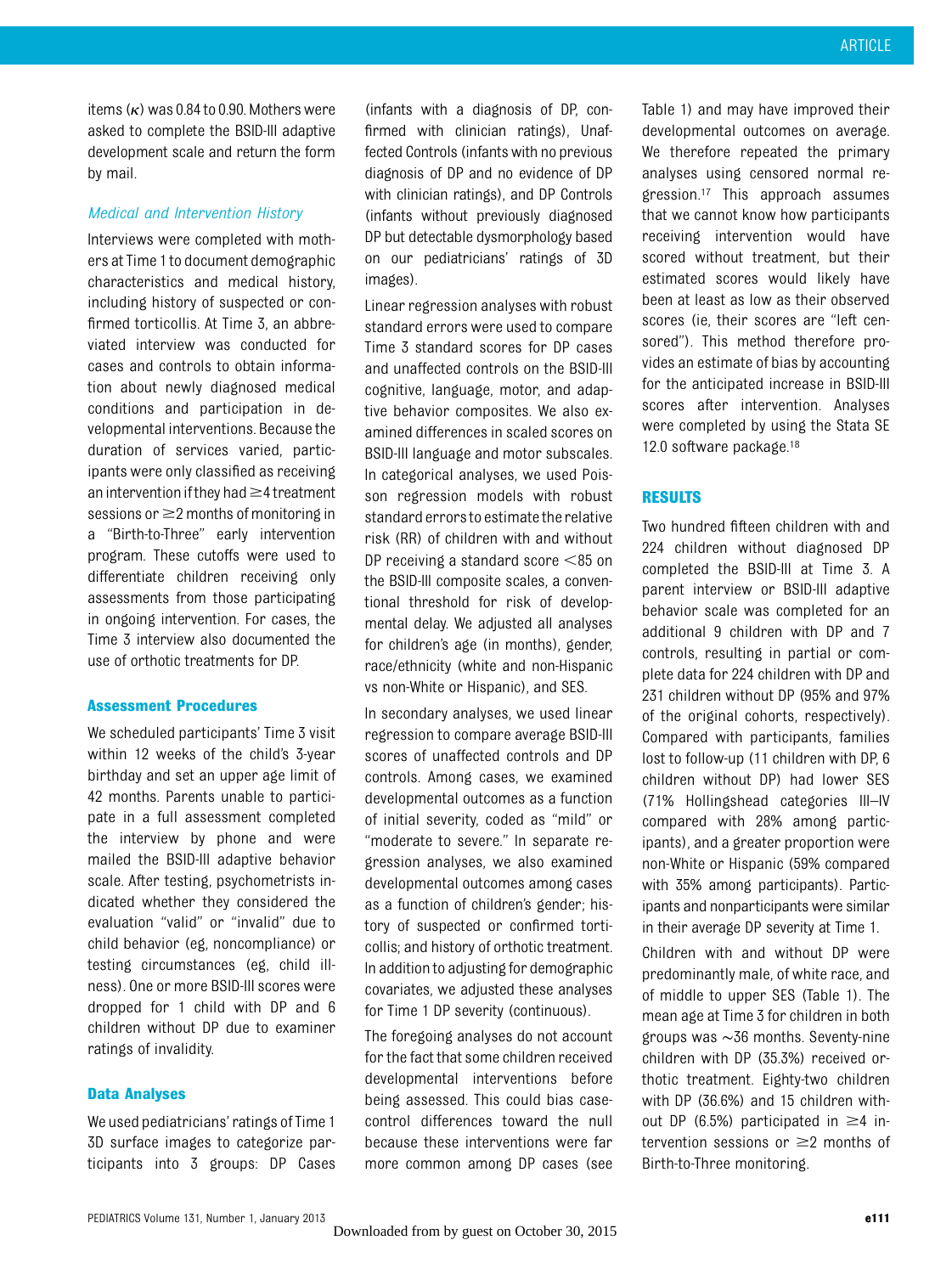items ($\kappa$) was 0.84 to 0.90. Mothers were asked to complete the BSID-III adaptive development scale and return the form by mail.

### *Medical and Intervention History*

Interviews were completed with mothers at Time 1 to document demographic characteristics and medical history, including history of suspected or confirmed torticollis. At Time 3, an abbreviated interview was conducted for cases and controls to obtain information about newly diagnosed medical conditions and participation in developmental interventions. Because the duration of services varied, participants were only classified as receiving an intervention if they had ≥4 treatment sessions or ≥2 months of monitoring in a "Birth-to-Three" early intervention program. These cutoffs were used to differentiate children receiving only assessments from those participating in ongoing intervention. For cases, the Time 3 interview also documented the use of orthotic treatments for DP.

### Assessment Procedures

We scheduled participants' Time 3 visit within 12 weeks of the child's 3-year birthday and set an upper age limit of 42 months. Parents unable to participate in a full assessment completed the interview by phone and were mailed the BSID-III adaptive behavior scale. After testing, psychometrists indicated whether they considered the evaluation "valid" or "invalid" due to child behavior (eg, noncompliance) or testing circumstances (eg, child illness). One or more BSID-III scores were dropped for 1 child with DP and 6 children without DP due to examiner ratings of invalidity.

### Data Analyses

We used pediatricians' ratings of Time 1 3D surface images to categorize participants into 3 groups: DP Cases (infants with a diagnosis of DP, confirmed with clinician ratings), Unaffected Controls (infants with no previous diagnosis of DP and no evidence of DP with clinician ratings), and DP Controls (infants without previously diagnosed DP but detectable dysmorphology based on our pediatricians' ratings of 3D images).

Linear regression analyses with robust standard errors were used to compare Time 3 standard scores for DP cases and unaffected controls on the BSID-III cognitive, language, motor, and adaptive behavior composites. We also examined differences in scaled scores on BSID-III language and motor subscales. In categorical analyses, we used Poisson regression models with robust standard errors to estimate the relative risk (RR) of children with and without DP receiving a standard score <85 on the BSID-III composite scales, a conventional threshold for risk of developmental delay. We adjusted all analyses for children's age (in months), gender, race/ethnicity (white and non-Hispanic vs non-White or Hispanic), and SES.

In secondary analyses, we used linear regression to compare average BSID-III scores of unaffected controls and DP controls. Among cases, we examined developmental outcomes as a function of initial severity, coded as "mild" or "moderate to severe." In separate regression analyses, we also examined developmental outcomes among cases as a function of children's gender; history of suspected or confirmed torticollis; and history of orthotic treatment. In addition to adjusting for demographic covariates, we adjusted these analyses for Time 1 DP severity (continuous).

The foregoing analyses do not account for the fact that some children received developmental interventions before being assessed. This could bias case-control differences toward the null because these interventions were far more common among DP cases (see Table 1) and may have improved their developmental outcomes on average. We therefore repeated the primary analyses using censored normal regression.[17] This approach assumes that we cannot know how participants receiving intervention would have scored without treatment, but their estimated scores would likely have been at least as low as their observed scores (ie, their scores are "left censored"). This method therefore provides an estimate of bias by accounting for the anticipated increase in BSID-III scores after intervention. Analyses were completed by using the Stata SE 12.0 software package.[18]

## RESULTS

Two hundred fifteen children with and 224 children without diagnosed DP completed the BSID-III at Time 3. A parent interview or BSID-III adaptive behavior scale was completed for an additional 9 children with DP and 7 controls, resulting in partial or complete data for 224 children with DP and 231 children without DP (95% and 97% of the original cohorts, respectively). Compared with participants, families lost to follow-up (11 children with DP, 6 children without DP) had lower SES (71% Hollingshead categories III–IV compared with 28% among participants), and a greater proportion were non-White or Hispanic (59% compared with 35% among participants). Participants and nonparticipants were similar in their average DP severity at Time 1.

Children with and without DP were predominantly male, of white race, and of middle to upper SES (Table 1). The mean age at Time 3 for children in both groups was ~36 months. Seventy-nine children with DP (35.3%) received orthotic treatment. Eighty-two children with DP (36.6%) and 15 children without DP (6.5%) participated in ≥4 intervention sessions or ≥2 months of Birth-to-Three monitoring.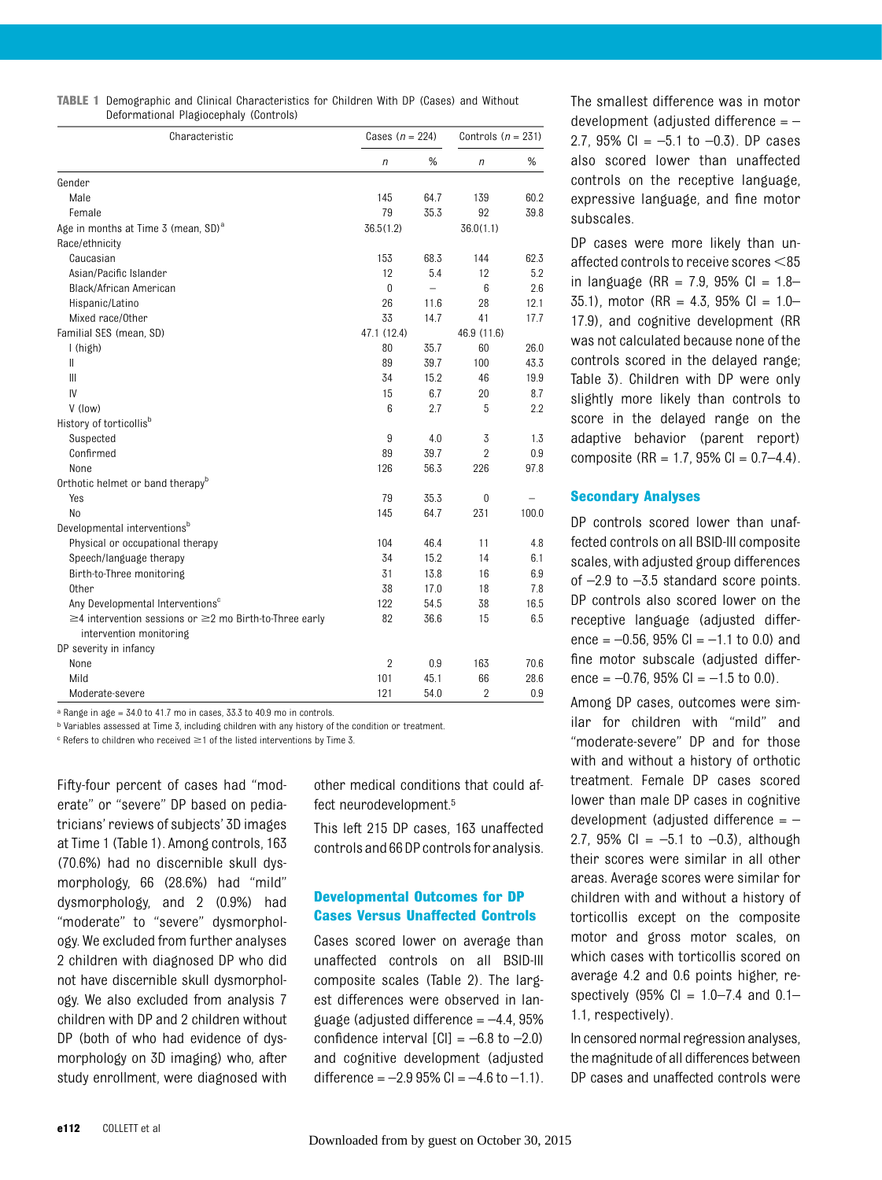**TABLE 1** Demographic and Clinical Characteristics for Children With DP (Cases) and Without Deformational Plagiocephaly (Controls)

| Characteristic | Cases ($n$ = 224) | | Controls ($n$ = 231) | |
|---|---|---|---|---|
| | $n$ | % | $n$ | % |
| Gender | | | | |
| Male | 145 | 64.7 | 139 | 60.2 |
| Female | 79 | 35.3 | 92 | 39.8 |
| Age in months at Time 3 (mean, SD)[a] | 36.5(1.2) | | 36.0(1.1) | |
| Race/ethnicity | | | | |
| Caucasian | 153 | 68.3 | 144 | 62.3 |
| Asian/Pacific Islander | 12 | 5.4 | 12 | 5.2 |
| Black/African American | 0 | – | 6 | 2.6 |
| Hispanic/Latino | 26 | 11.6 | 28 | 12.1 |
| Mixed race/Other | 33 | 14.7 | 41 | 17.7 |
| Familial SES (mean, SD) | 47.1 (12.4) | | 46.9 (11.6) | |
| I (high) | 80 | 35.7 | 60 | 26.0 |
| II | 89 | 39.7 | 100 | 43.3 |
| III | 34 | 15.2 | 46 | 19.9 |
| IV | 15 | 6.7 | 20 | 8.7 |
| V (low) | 6 | 2.7 | 5 | 2.2 |
| History of torticollis[b] | | | | |
| Suspected | 9 | 4.0 | 3 | 1.3 |
| Confirmed | 89 | 39.7 | 2 | 0.9 |
| None | 126 | 56.3 | 226 | 97.8 |
| Orthotic helmet or band therapy[b] | | | | |
| Yes | 79 | 35.3 | 0 | – |
| No | 145 | 64.7 | 231 | 100.0 |
| Developmental interventions[b] | | | | |
| Physical or occupational therapy | 104 | 46.4 | 11 | 4.8 |
| Speech/language therapy | 34 | 15.2 | 14 | 6.1 |
| Birth-to-Three monitoring | 31 | 13.8 | 16 | 6.9 |
| Other | 38 | 17.0 | 18 | 7.8 |
| Any Developmental Interventions[c] | 122 | 54.5 | 38 | 16.5 |
| ≥4 intervention sessions or ≥2 mo Birth-to-Three early intervention monitoring | 82 | 36.6 | 15 | 6.5 |
| DP severity in infancy | | | | |
| None | 2 | 0.9 | 163 | 70.6 |
| Mild | 101 | 45.1 | 66 | 28.6 |
| Moderate-severe | 121 | 54.0 | 2 | 0.9 |

[a] Range in age = 34.0 to 41.7 mo in cases, 33.3 to 40.9 mo in controls.

[b] Variables assessed at Time 3, including children with any history of the condition or treatment.

[c] Refers to children who received ≥1 of the listed interventions by Time 3.

Fifty-four percent of cases had "moderate" or "severe" DP based on pediatricians' reviews of subjects' 3D images at Time 1 (Table 1). Among controls, 163 (70.6%) had no discernible skull dysmorphology, 66 (28.6%) had "mild" dysmorphology, and 2 (0.9%) had "moderate" to "severe" dysmorphology. We excluded from further analyses 2 children with diagnosed DP who did not have discernible skull dysmorphology. We also excluded from analysis 7 children with DP and 2 children without DP (both of who had evidence of dysmorphology on 3D imaging) who, after study enrollment, were diagnosed with other medical conditions that could affect neurodevelopment.[5]

This left 215 DP cases, 163 unaffected controls and 66 DP controls for analysis.

## Developmental Outcomes for DP Cases Versus Unaffected Controls

Cases scored lower on average than unaffected controls on all BSID-III composite scales (Table 2). The largest differences were observed in language (adjusted difference = −4.4, 95% confidence interval [CI] = −6.8 to −2.0) and cognitive development (adjusted difference = −2.9 95% CI = −4.6 to −1.1). The smallest difference was in motor development (adjusted difference = −2.7, 95% CI = −5.1 to −0.3). DP cases also scored lower than unaffected controls on the receptive language, expressive language, and fine motor subscales.

DP cases were more likely than unaffected controls to receive scores <85 in language (RR = 7.9, 95% CI = 1.8–35.1), motor (RR = 4.3, 95% CI = 1.0–17.9), and cognitive development (RR was not calculated because none of the controls scored in the delayed range; Table 3). Children with DP were only slightly more likely than controls to score in the delayed range on the adaptive behavior (parent report) composite (RR = 1.7, 95% CI = 0.7–4.4).

## Secondary Analyses

DP controls scored lower than unaffected controls on all BSID-III composite scales, with adjusted group differences of −2.9 to −3.5 standard score points. DP controls also scored lower on the receptive language (adjusted difference = −0.56, 95% CI = −1.1 to 0.0) and fine motor subscale (adjusted difference = −0.76, 95% CI = −1.5 to 0.0).

Among DP cases, outcomes were similar for children with "mild" and "moderate-severe" DP and for those with and without a history of orthotic treatment. Female DP cases scored lower than male DP cases in cognitive development (adjusted difference = −2.7, 95% CI = −5.1 to −0.3), although their scores were similar in all other areas. Average scores were similar for children with and without a history of torticollis except on the composite motor and gross motor scales, on which cases with torticollis scored on average 4.2 and 0.6 points higher, respectively (95% CI = 1.0–7.4 and 0.1–1.1, respectively).

In censored normal regression analyses, the magnitude of all differences between DP cases and unaffected controls were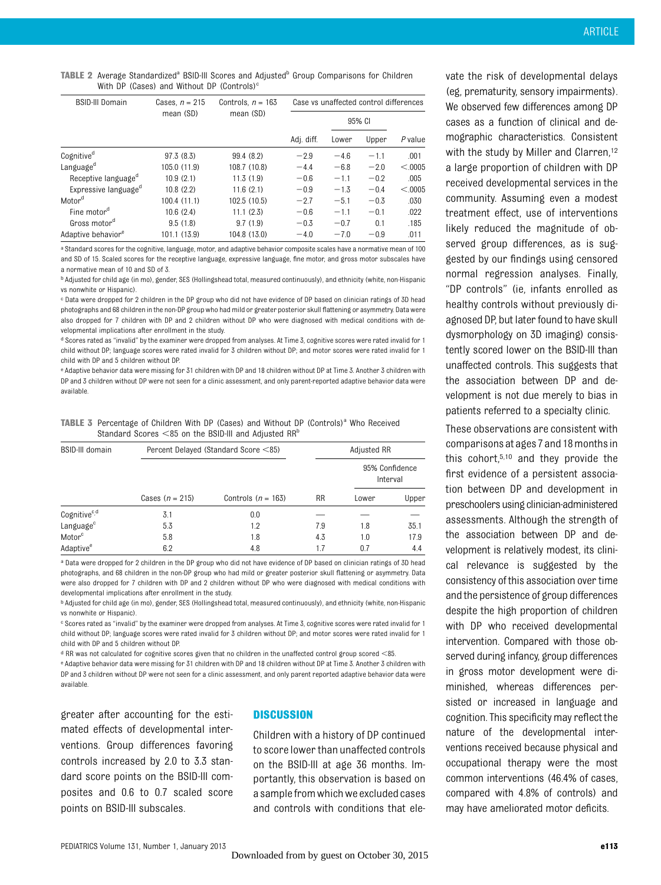**TABLE 2** Average Standardized[a] BSID-III Scores and Adjusted[b] Group Comparisons for Children With DP (Cases) and Without DP (Controls)[c]

| BSID-III Domain | Cases, $n = 215$ mean (SD) | Controls, $n = 163$ mean (SD) | Case vs unaffected control differences | | | |
|---|---|---|---|---|---|---|
| | | | | 95% CI | | |
| | | | Adj. diff. | Lower | Upper | *P* value |
| Cognitive[d] | 97.3 (8.3) | 99.4 (8.2) | −2.9 | −4.6 | −1.1 | .001 |
| Language[d] | 105.0 (11.9) | 108.7 (10.8) | −4.4 | −6.8 | −2.0 | <.0005 |
| Receptive language[d] | 10.9 (2.1) | 11.3 (1.9) | −0.6 | −1.1 | −0.2 | .005 |
| Expressive language[d] | 10.8 (2.2) | 11.6 (2.1) | −0.9 | −1.3 | −0.4 | <.0005 |
| Motor[d] | 100.4 (11.1) | 102.5 (10.5) | −2.7 | −5.1 | −0.3 | .030 |
| Fine motor[d] | 10.6 (2.4) | 11.1 (2.3) | −0.6 | −1.1 | −0.1 | .022 |
| Gross motor[d] | 9.5 (1.8) | 9.7 (1.9) | −0.3 | −0.7 | 0.1 | .185 |
| Adaptive behavior[e] | 101.1 (13.9) | 104.8 (13.0) | −4.0 | −7.0 | −0.9 | .011 |

[a] Standard scores for the cognitive, language, motor, and adaptive behavior composite scales have a normative mean of 100 and SD of 15. Scaled scores for the receptive language, expressive language, fine motor, and gross motor subscales have a normative mean of 10 and SD of 3.

[b] Adjusted for child age (in mo), gender, SES (Hollingshead total, measured continuously), and ethnicity (white, non-Hispanic vs nonwhite or Hispanic).

[c] Data were dropped for 2 children in the DP group who did not have evidence of DP based on clinician ratings of 3D head photographs and 68 children in the non-DP group who had mild or greater posterior skull flattening or asymmetry. Data were also dropped for 7 children with DP and 2 children without DP who were diagnosed with medical conditions with developmental implications after enrollment in the study.

[d] Scores rated as "invalid" by the examiner were dropped from analyses. At Time 3, cognitive scores were rated invalid for 1 child without DP; language scores were rated invalid for 3 children without DP; and motor scores were rated invalid for 1 child with DP and 5 children without DP.

[e] Adaptive behavior data were missing for 31 children with DP and 18 children without DP at Time 3. Another 3 children with DP and 3 children without DP were not seen for a clinic assessment, and only parent-reported adaptive behavior data were available.

**TABLE 3** Percentage of Children With DP (Cases) and Without DP (Controls)[a] Who Received Standard Scores <85 on the BSID-III and Adjusted RR[b]

| BSID-III domain | Percent Delayed (Standard Score <85) | | Adjusted RR | | |
|---|---|---|---|---|---|
| | | | | 95% Confidence Interval | |
| | Cases ($n = 215$) | Controls ($n = 163$) | RR | Lower | Upper |
| Cognitive[c,d] | 3.1 | 0.0 | — | — | — |
| Language[c] | 5.3 | 1.2 | 7.9 | 1.8 | 35.1 |
| Motor[c] | 5.8 | 1.8 | 4.3 | 1.0 | 17.9 |
| Adaptive[e] | 6.2 | 4.8 | 1.7 | 0.7 | 4.4 |

[a] Data were dropped for 2 children in the DP group who did not have evidence of DP based on clinician ratings of 3D head photographs, and 68 children in the non-DP group who had mild or greater posterior skull flattening or asymmetry. Data were also dropped for 7 children with DP and 2 children without DP who were diagnosed with medical conditions with developmental implications after enrollment in the study.

[b] Adjusted for child age (in mo), gender, SES (Hollingshead total, measured continuously), and ethnicity (white, non-Hispanic vs nonwhite or Hispanic).

[c] Scores rated as "invalid" by the examiner were dropped from analyses. At Time 3, cognitive scores were rated invalid for 1 child without DP; language scores were rated invalid for 3 children without DP; and motor scores were rated invalid for 1 child with DP and 5 children without DP.

[d] RR was not calculated for cognitive scores given that no children in the unaffected control group scored <85.

[e] Adaptive behavior data were missing for 31 children with DP and 18 children without DP at Time 3. Another 3 children with DP and 3 children without DP were not seen for a clinic assessment, and only parent reported adaptive behavior data were available.

greater after accounting for the estimated effects of developmental interventions. Group differences favoring controls increased by 2.0 to 3.3 standard score points on the BSID-III composites and 0.6 to 0.7 scaled score points on BSID-III subscales.

## DISCUSSION

Children with a history of DP continued to score lower than unaffected controls on the BSID-III at age 36 months. Importantly, this observation is based on a sample from which we excluded cases and controls with conditions that elevate the risk of developmental delays (eg, prematurity, sensory impairments). We observed few differences among DP cases as a function of clinical and demographic characteristics. Consistent with the study by Miller and Clarren,[12] a large proportion of children with DP received developmental services in the community. Assuming even a modest treatment effect, use of interventions likely reduced the magnitude of observed group differences, as is suggested by our findings using censored normal regression analyses. Finally, "DP controls" (ie, infants enrolled as healthy controls without previously diagnosed DP, but later found to have skull dysmorphology on 3D imaging) consistently scored lower on the BSID-III than unaffected controls. This suggests that the association between DP and development is not due merely to bias in patients referred to a specialty clinic.

These observations are consistent with comparisons at ages 7 and 18 months in this cohort,[5,10] and they provide the first evidence of a persistent association between DP and development in preschoolers using clinician-administered assessments. Although the strength of the association between DP and development is relatively modest, its clinical relevance is suggested by the consistency of this association over time and the persistence of group differences despite the high proportion of children with DP who received developmental intervention. Compared with those observed during infancy, group differences in gross motor development were diminished, whereas differences persisted or increased in language and cognition. This specificity may reflect the nature of the developmental interventions received because physical and occupational therapy were the most common interventions (46.4% of cases, compared with 4.8% of controls) and may have ameliorated motor deficits.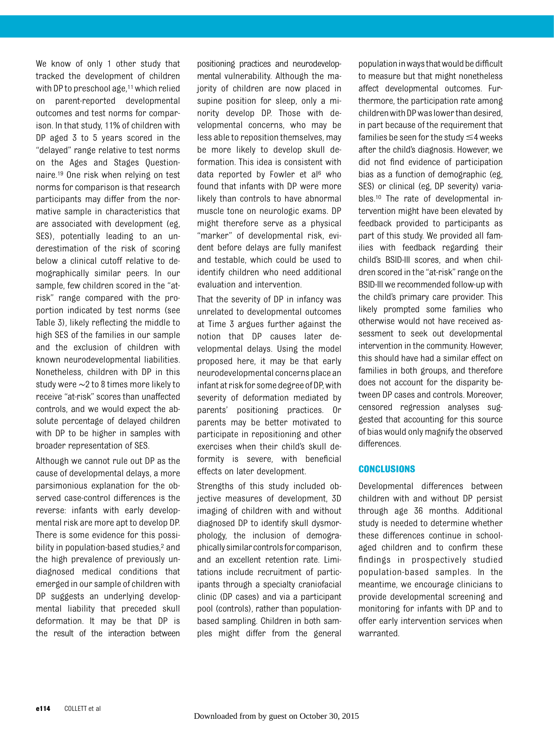We know of only 1 other study that tracked the development of children with DP to preschool age,[11] which relied on parent-reported developmental outcomes and test norms for comparison. In that study, 11% of children with DP aged 3 to 5 years scored in the "delayed" range relative to test norms on the Ages and Stages Questionnaire.[19] One risk when relying on test norms for comparison is that research participants may differ from the normative sample in characteristics that are associated with development (eg, SES), potentially leading to an underestimation of the risk of scoring below a clinical cutoff relative to demographically similar peers. In our sample, few children scored in the "at-risk" range compared with the proportion indicated by test norms (see Table 3), likely reflecting the middle to high SES of the families in our sample and the exclusion of children with known neurodevelopmental liabilities. Nonetheless, children with DP in this study were ~2 to 8 times more likely to receive "at-risk" scores than unaffected controls, and we would expect the absolute percentage of delayed children with DP to be higher in samples with broader representation of SES.

Although we cannot rule out DP as the cause of developmental delays, a more parsimonious explanation for the observed case-control differences is the reverse: infants with early developmental risk are more apt to develop DP. There is some evidence for this possibility in population-based studies,[2] and the high prevalence of previously undiagnosed medical conditions that emerged in our sample of children with DP suggests an underlying developmental liability that preceded skull deformation. It may be that DP is the result of the interaction between positioning practices and neurodevelopmental vulnerability. Although the majority of children are now placed in supine position for sleep, only a minority develop DP. Those with developmental concerns, who may be less able to reposition themselves, may be more likely to develop skull deformation. This idea is consistent with data reported by Fowler et al[6] who found that infants with DP were more likely than controls to have abnormal muscle tone on neurologic exams. DP might therefore serve as a physical "marker" of developmental risk, evident before delays are fully manifest and testable, which could be used to identify children who need additional evaluation and intervention.

That the severity of DP in infancy was unrelated to developmental outcomes at Time 3 argues further against the notion that DP causes later developmental delays. Using the model proposed here, it may be that early neurodevelopmental concerns place an infant at risk for some degree of DP, with severity of deformation mediated by parents' positioning practices. Or parents may be better motivated to participate in repositioning and other exercises when their child's skull deformity is severe, with beneficial effects on later development.

Strengths of this study included objective measures of development, 3D imaging of children with and without diagnosed DP to identify skull dysmorphology, the inclusion of demographically similar controls for comparison, and an excellent retention rate. Limitations include recruitment of participants through a specialty craniofacial clinic (DP cases) and via a participant pool (controls), rather than population-based sampling. Children in both samples might differ from the general population in ways that would be difficult to measure but that might nonetheless affect developmental outcomes. Furthermore, the participation rate among children with DP was lower than desired, in part because of the requirement that families be seen for the study ≤4 weeks after the child's diagnosis. However, we did not find evidence of participation bias as a function of demographic (eg, SES) or clinical (eg, DP severity) variables.[10] The rate of developmental intervention might have been elevated by feedback provided to participants as part of this study. We provided all families with feedback regarding their child's BSID-III scores, and when children scored in the "at-risk" range on the BSID-III we recommended follow-up with the child's primary care provider. This likely prompted some families who otherwise would not have received assessment to seek out developmental intervention in the community. However, this should have had a similar effect on families in both groups, and therefore does not account for the disparity between DP cases and controls. Moreover, censored regression analyses suggested that accounting for this source of bias would only magnify the observed differences.

## CONCLUSIONS

Developmental differences between children with and without DP persist through age 36 months. Additional study is needed to determine whether these differences continue in school-aged children and to confirm these findings in prospectively studied population-based samples. In the meantime, we encourage clinicians to provide developmental screening and monitoring for infants with DP and to offer early intervention services when warranted.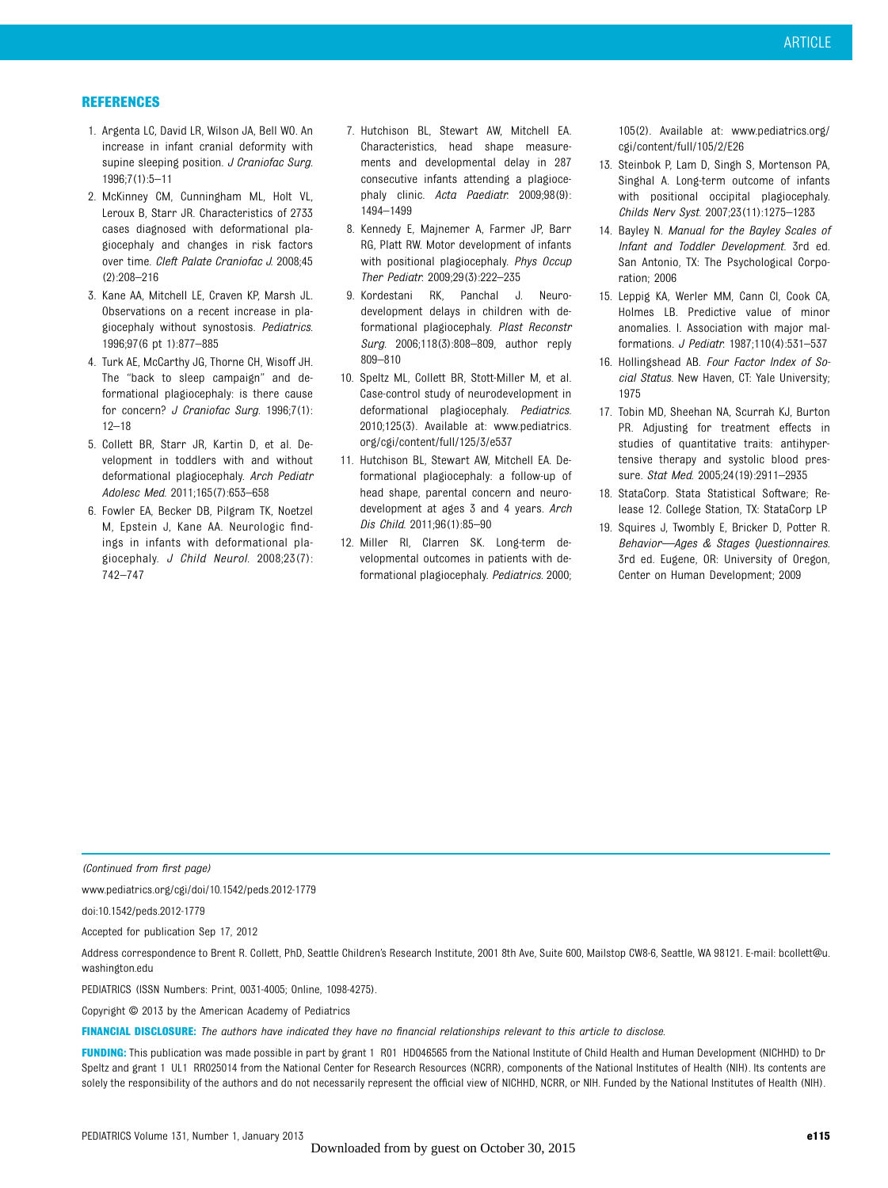## REFERENCES

1. Argenta LC, David LR, Wilson JA, Bell WO. An increase in infant cranial deformity with supine sleeping position. *J Craniofac Surg*. 1996;7(1):5–11
2. McKinney CM, Cunningham ML, Holt VL, Leroux B, Starr JR. Characteristics of 2733 cases diagnosed with deformational plagiocephaly and changes in risk factors over time. *Cleft Palate Craniofac J*. 2008;45(2):208–216
3. Kane AA, Mitchell LE, Craven KP, Marsh JL. Observations on a recent increase in plagiocephaly without synostosis. *Pediatrics*. 1996;97(6 pt 1):877–885
4. Turk AE, McCarthy JG, Thorne CH, Wisoff JH. The "back to sleep campaign" and deformational plagiocephaly: is there cause for concern? *J Craniofac Surg*. 1996;7(1):12–18
5. Collett BR, Starr JR, Kartin D, et al. Development in toddlers with and without deformational plagiocephaly. *Arch Pediatr Adolesc Med*. 2011;165(7):653–658
6. Fowler EA, Becker DB, Pilgram TK, Noetzel M, Epstein J, Kane AA. Neurologic findings in infants with deformational plagiocephaly. *J Child Neurol*. 2008;23(7):742–747
7. Hutchison BL, Stewart AW, Mitchell EA. Characteristics, head shape measurements and developmental delay in 287 consecutive infants attending a plagiocephaly clinic. *Acta Paediatr*. 2009;98(9):1494–1499
8. Kennedy E, Majnemer A, Farmer JP, Barr RG, Platt RW. Motor development of infants with positional plagiocephaly. *Phys Occup Ther Pediatr*. 2009;29(3):222–235
9. Kordestani RK, Panchal J. Neurodevelopment delays in children with deformational plagiocephaly. *Plast Reconstr Surg*. 2006;118(3):808–809, author reply 809–810
10. Speltz ML, Collett BR, Stott-Miller M, et al. Case-control study of neurodevelopment in deformational plagiocephaly. *Pediatrics*. 2010;125(3). Available at: www.pediatrics.org/cgi/content/full/125/3/e537
11. Hutchison BL, Stewart AW, Mitchell EA. Deformational plagiocephaly: a follow-up of head shape, parental concern and neurodevelopment at ages 3 and 4 years. *Arch Dis Child*. 2011;96(1):85–90
12. Miller RI, Clarren SK. Long-term developmental outcomes in patients with deformational plagiocephaly. *Pediatrics*. 2000;105(2). Available at: www.pediatrics.org/cgi/content/full/105/2/E26
13. Steinbok P, Lam D, Singh S, Mortenson PA, Singhal A. Long-term outcome of infants with positional occipital plagiocephaly. *Childs Nerv Syst*. 2007;23(11):1275–1283
14. Bayley N. *Manual for the Bayley Scales of Infant and Toddler Development*. 3rd ed. San Antonio, TX: The Psychological Corporation; 2006
15. Leppig KA, Werler MM, Cann CI, Cook CA, Holmes LB. Predictive value of minor anomalies. I. Association with major malformations. *J Pediatr*. 1987;110(4):531–537
16. Hollingshead AB. *Four Factor Index of Social Status*. New Haven, CT: Yale University; 1975
17. Tobin MD, Sheehan NA, Scurrah KJ, Burton PR. Adjusting for treatment effects in studies of quantitative traits: antihypertensive therapy and systolic blood pressure. *Stat Med*. 2005;24(19):2911–2935
18. StataCorp. Stata Statistical Software; Release 12. College Station, TX: StataCorp LP
19. Squires J, Twombly E, Bricker D, Potter R. *Behavior—Ages & Stages Questionnaires*. 3rd ed. Eugene, OR: University of Oregon, Center on Human Development; 2009

---

*(Continued from first page)*

www.pediatrics.org/cgi/doi/10.1542/peds.2012-1779

doi:10.1542/peds.2012-1779

Accepted for publication Sep 17, 2012

Address correspondence to Brent R. Collett, PhD, Seattle Children's Research Institute, 2001 8th Ave, Suite 600, Mailstop CW8-6, Seattle, WA 98121. E-mail: bcollett@u.washington.edu

PEDIATRICS (ISSN Numbers: Print, 0031-4005; Online, 1098-4275).

Copyright © 2013 by the American Academy of Pediatrics

**FINANCIAL DISCLOSURE:** *The authors have indicated they have no financial relationships relevant to this article to disclose.*

**FUNDING:** This publication was made possible in part by grant 1 R01 HD046565 from the National Institute of Child Health and Human Development (NICHHD) to Dr Speltz and grant 1 UL1 RR025014 from the National Center for Research Resources (NCRR), components of the National Institutes of Health (NIH). Its contents are solely the responsibility of the authors and do not necessarily represent the official view of NICHHD, NCRR, or NIH. Funded by the National Institutes of Health (NIH).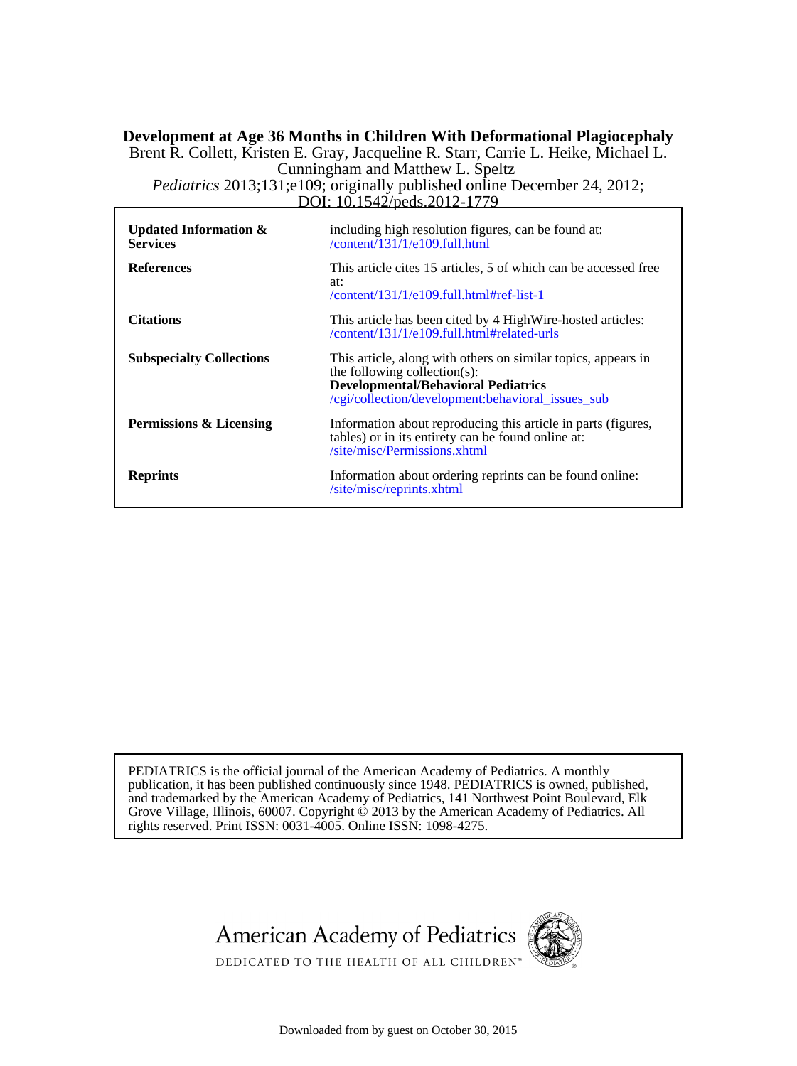# Development at Age 36 Months in Children With Deformational Plagiocephaly

Brent R. Collett, Kristen E. Gray, Jacqueline R. Starr, Carrie L. Heike, Michael L. Cunningham and Matthew L. Speltz

*Pediatrics* 2013;131;e109; originally published online December 24, 2012;

DOI: 10.1542/peds.2012-1779

| | |
|---|---|
| **Updated Information & Services** | including high resolution figures, can be found at: /content/131/1/e109.full.html |
| **References** | This article cites 15 articles, 5 of which can be accessed free at: /content/131/1/e109.full.html#ref-list-1 |
| **Citations** | This article has been cited by 4 HighWire-hosted articles: /content/131/1/e109.full.html#related-urls |
| **Subspecialty Collections** | This article, along with others on similar topics, appears in the following collection(s): **Developmental/Behavioral Pediatrics** /cgi/collection/development:behavioral_issues_sub |
| **Permissions & Licensing** | Information about reproducing this article in parts (figures, tables) or in its entirety can be found online at: /site/misc/Permissions.xhtml |
| **Reprints** | Information about ordering reprints can be found online: /site/misc/reprints.xhtml |

PEDIATRICS is the official journal of the American Academy of Pediatrics. A monthly publication, it has been published continuously since 1948. PEDIATRICS is owned, published, and trademarked by the American Academy of Pediatrics, 141 Northwest Point Boulevard, Elk Grove Village, Illinois, 60007. Copyright © 2013 by the American Academy of Pediatrics. All rights reserved. Print ISSN: 0031-4005. Online ISSN: 1098-4275.

American Academy of Pediatrics

DEDICATED TO THE HEALTH OF ALL CHILDREN™

Downloaded from by guest on October 30, 2015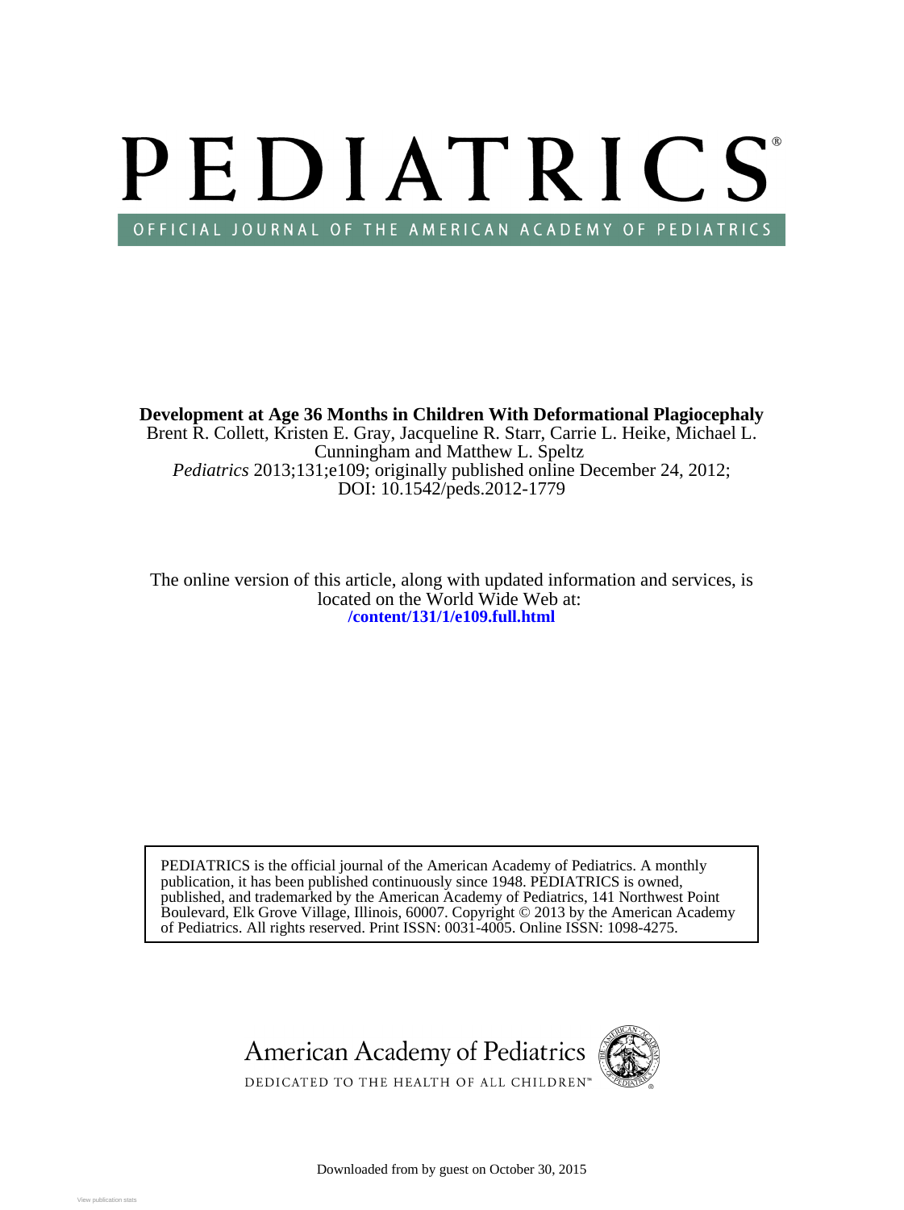**Development at Age 36 Months in Children With Deformational Plagiocephaly**

Brent R. Collett, Kristen E. Gray, Jacqueline R. Starr, Carrie L. Heike, Michael L. Cunningham and Matthew L. Speltz

*Pediatrics* 2013;131;e109; originally published online December 24, 2012;

DOI: 10.1542/peds.2012-1779

The online version of this article, along with updated information and services, is located on the World Wide Web at:

**/content/131/1/e109.full.html**

PEDIATRICS is the official journal of the American Academy of Pediatrics. A monthly publication, it has been published continuously since 1948. PEDIATRICS is owned, published, and trademarked by the American Academy of Pediatrics, 141 Northwest Point Boulevard, Elk Grove Village, Illinois, 60007. Copyright © 2013 by the American Academy of Pediatrics. All rights reserved. Print ISSN: 0031-4005. Online ISSN: 1098-4275.